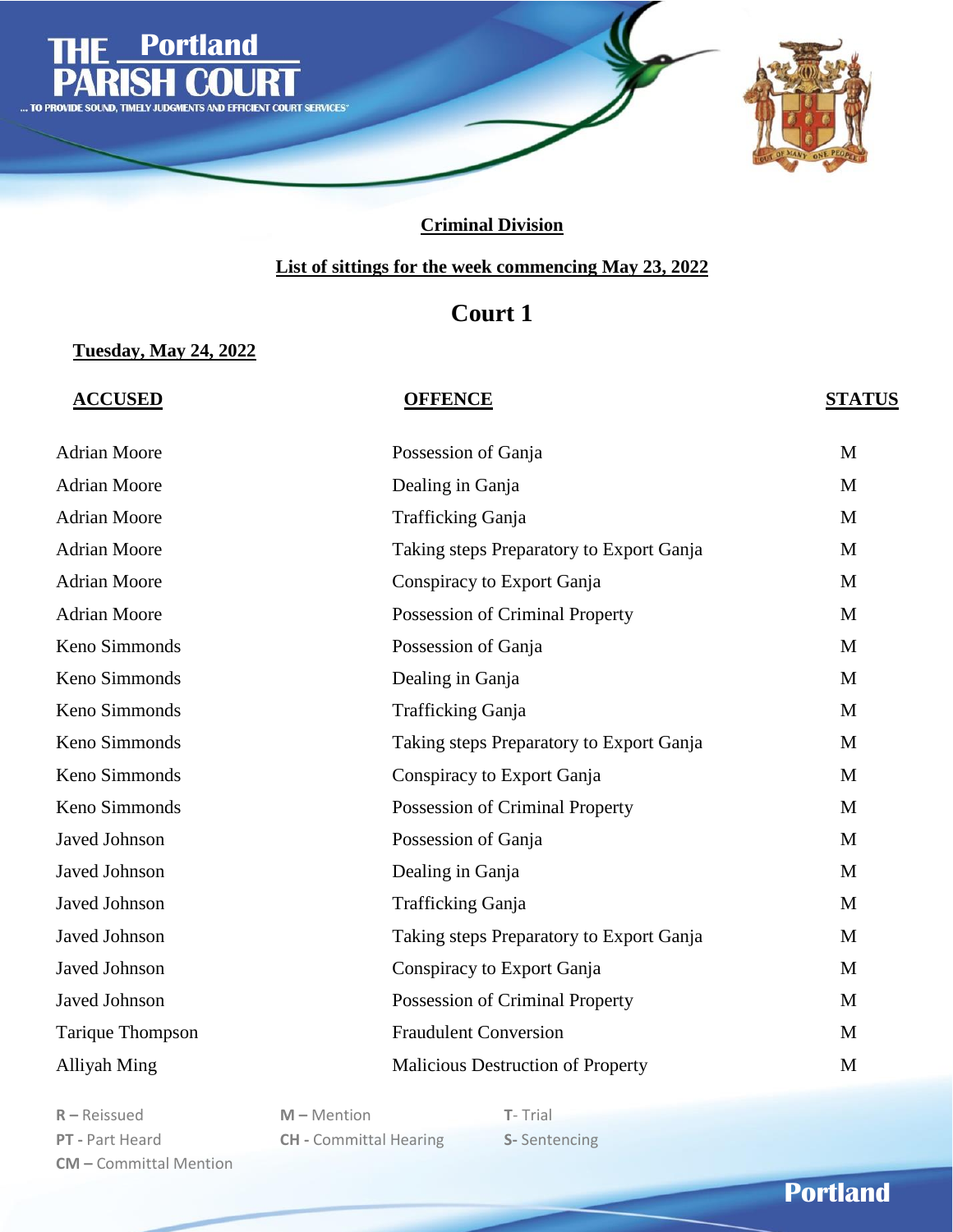# THE Portland PARISH COURT

... TO PROVIDE SOUND, TIMELY JUDGMENTS AND EFFICIENT COURT SERVICES

## Criminal Division

### List of sittings for the week commencing May 23, 2022

## Court 1

**Tuesday, May 24, 2022**

| ACCUSED | OFFENCE | STATUS |
|---|---|---|
| Adrian Moore | Possession of Ganja | M |
| Adrian Moore | Dealing in Ganja | M |
| Adrian Moore | Trafficking Ganja | M |
| Adrian Moore | Taking steps Preparatory to Export Ganja | M |
| Adrian Moore | Conspiracy to Export Ganja | M |
| Adrian Moore | Possession of Criminal Property | M |
| Keno Simmonds | Possession of Ganja | M |
| Keno Simmonds | Dealing in Ganja | M |
| Keno Simmonds | Trafficking Ganja | M |
| Keno Simmonds | Taking steps Preparatory to Export Ganja | M |
| Keno Simmonds | Conspiracy to Export Ganja | M |
| Keno Simmonds | Possession of Criminal Property | M |
| Javed Johnson | Possession of Ganja | M |
| Javed Johnson | Dealing in Ganja | M |
| Javed Johnson | Trafficking Ganja | M |
| Javed Johnson | Taking steps Preparatory to Export Ganja | M |
| Javed Johnson | Conspiracy to Export Ganja | M |
| Javed Johnson | Possession of Criminal Property | M |
| Tarique Thompson | Fraudulent Conversion | M |
| Alliyah Ming | Malicious Destruction of Property | M |

**R –** Reissued  
**PT -** Part Heard  
**CM –** Committal Mention  
**M –** Mention  
**CH -** Committal Hearing  
**T-** Trial  
**S-** Sentencing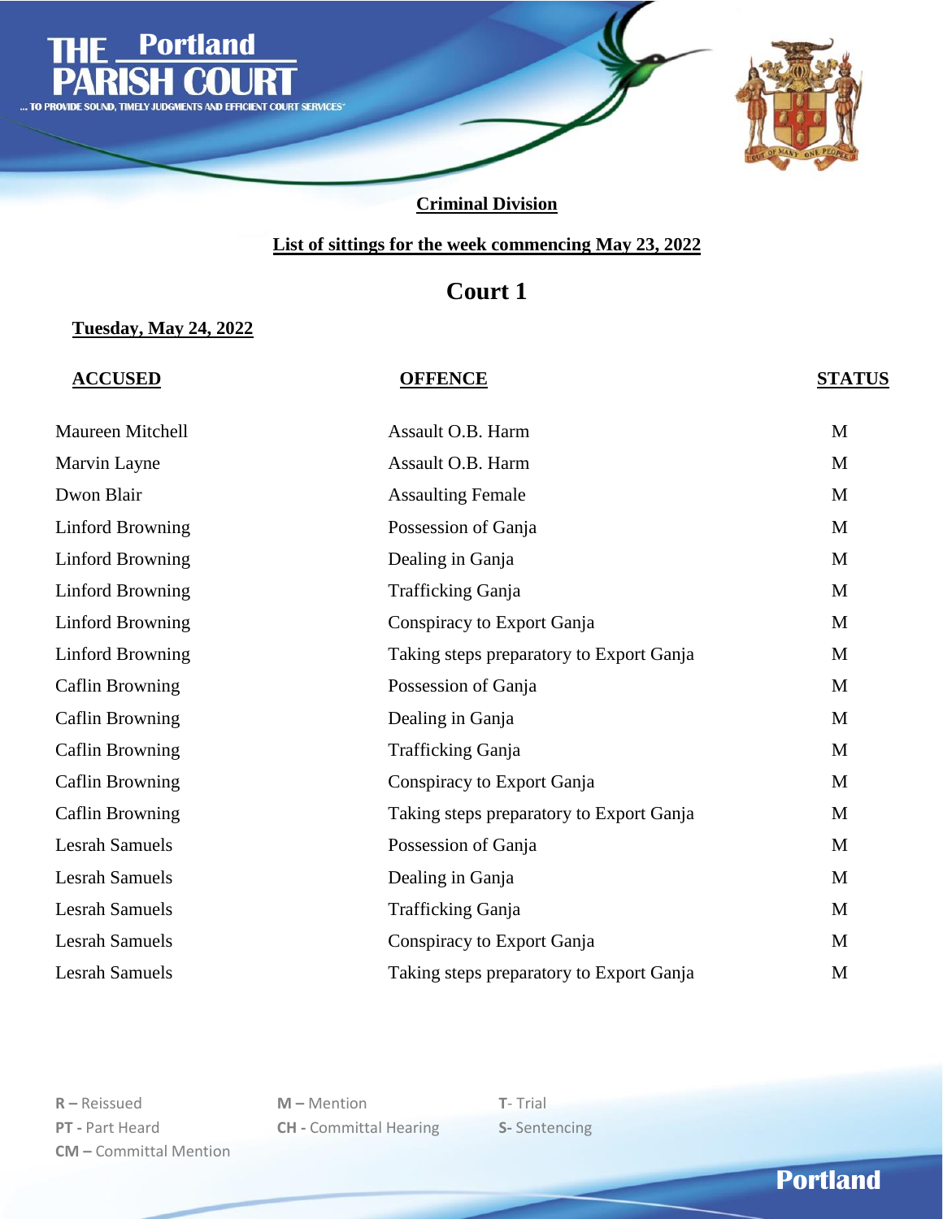# THE Portland PARISH COURT

... TO PROVIDE SOUND, TIMELY JUDGMENTS AND EFFICIENT COURT SERVICES

## Criminal Division

**List of sittings for the week commencing May 23, 2022**

## Court 1

**Tuesday, May 24, 2022**

| ACCUSED | OFFENCE | STATUS |
|---|---|---|
| Maureen Mitchell | Assault O.B. Harm | M |
| Marvin Layne | Assault O.B. Harm | M |
| Dwon Blair | Assaulting Female | M |
| Linford Browning | Possession of Ganja | M |
| Linford Browning | Dealing in Ganja | M |
| Linford Browning | Trafficking Ganja | M |
| Linford Browning | Conspiracy to Export Ganja | M |
| Linford Browning | Taking steps preparatory to Export Ganja | M |
| Caflin Browning | Possession of Ganja | M |
| Caflin Browning | Dealing in Ganja | M |
| Caflin Browning | Trafficking Ganja | M |
| Caflin Browning | Conspiracy to Export Ganja | M |
| Caflin Browning | Taking steps preparatory to Export Ganja | M |
| Lesrah Samuels | Possession of Ganja | M |
| Lesrah Samuels | Dealing in Ganja | M |
| Lesrah Samuels | Trafficking Ganja | M |
| Lesrah Samuels | Conspiracy to Export Ganja | M |
| Lesrah Samuels | Taking steps preparatory to Export Ganja | M |

**R –** Reissued
**PT -** Part Heard
**CM –** Committal Mention
**M –** Mention
**CH -** Committal Hearing
**T-** Trial
**S-** Sentencing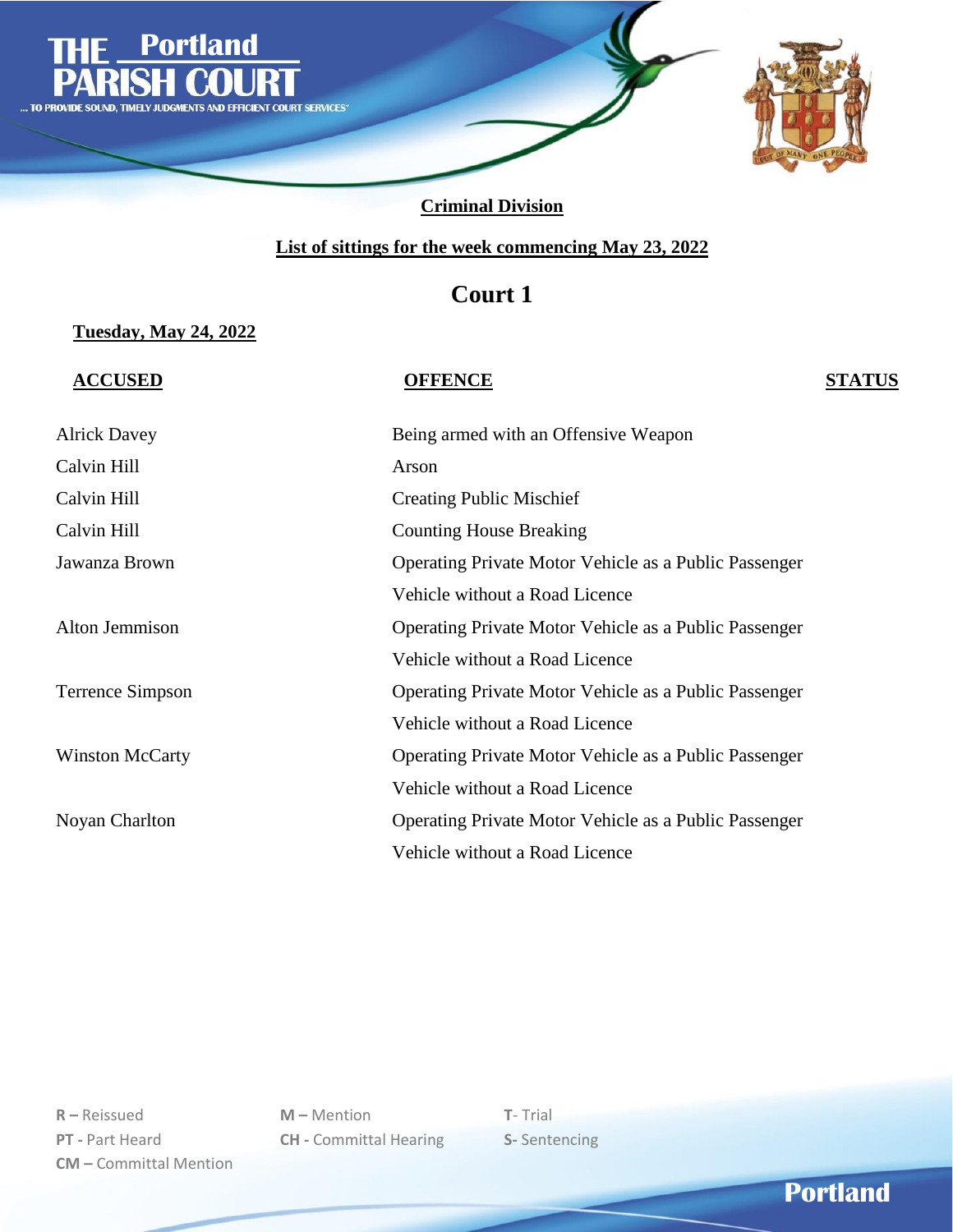# THE Portland PARISH COURT

... TO PROVIDE SOUND, TIMELY JUDGMENTS AND EFFICIENT COURT SERVICES

**Criminal Division**

**List of sittings for the week commencing May 23, 2022**

## Court 1

**Tuesday, May 24, 2022**

| ACCUSED | OFFENCE | STATUS |
|---|---|---|
| Alrick Davey | Being armed with an Offensive Weapon | |
| Calvin Hill | Arson | |
| Calvin Hill | Creating Public Mischief | |
| Calvin Hill | Counting House Breaking | |
| Jawanza Brown | Operating Private Motor Vehicle as a Public Passenger Vehicle without a Road Licence | |
| Alton Jemmison | Operating Private Motor Vehicle as a Public Passenger Vehicle without a Road Licence | |
| Terrence Simpson | Operating Private Motor Vehicle as a Public Passenger Vehicle without a Road Licence | |
| Winston McCarty | Operating Private Motor Vehicle as a Public Passenger Vehicle without a Road Licence | |
| Noyan Charlton | Operating Private Motor Vehicle as a Public Passenger Vehicle without a Road Licence | |

**R –** Reissued  
**PT -** Part Heard  
**CM –** Committal Mention  
**M –** Mention  
**CH -** Committal Hearing  
**T-** Trial  
**S-** Sentencing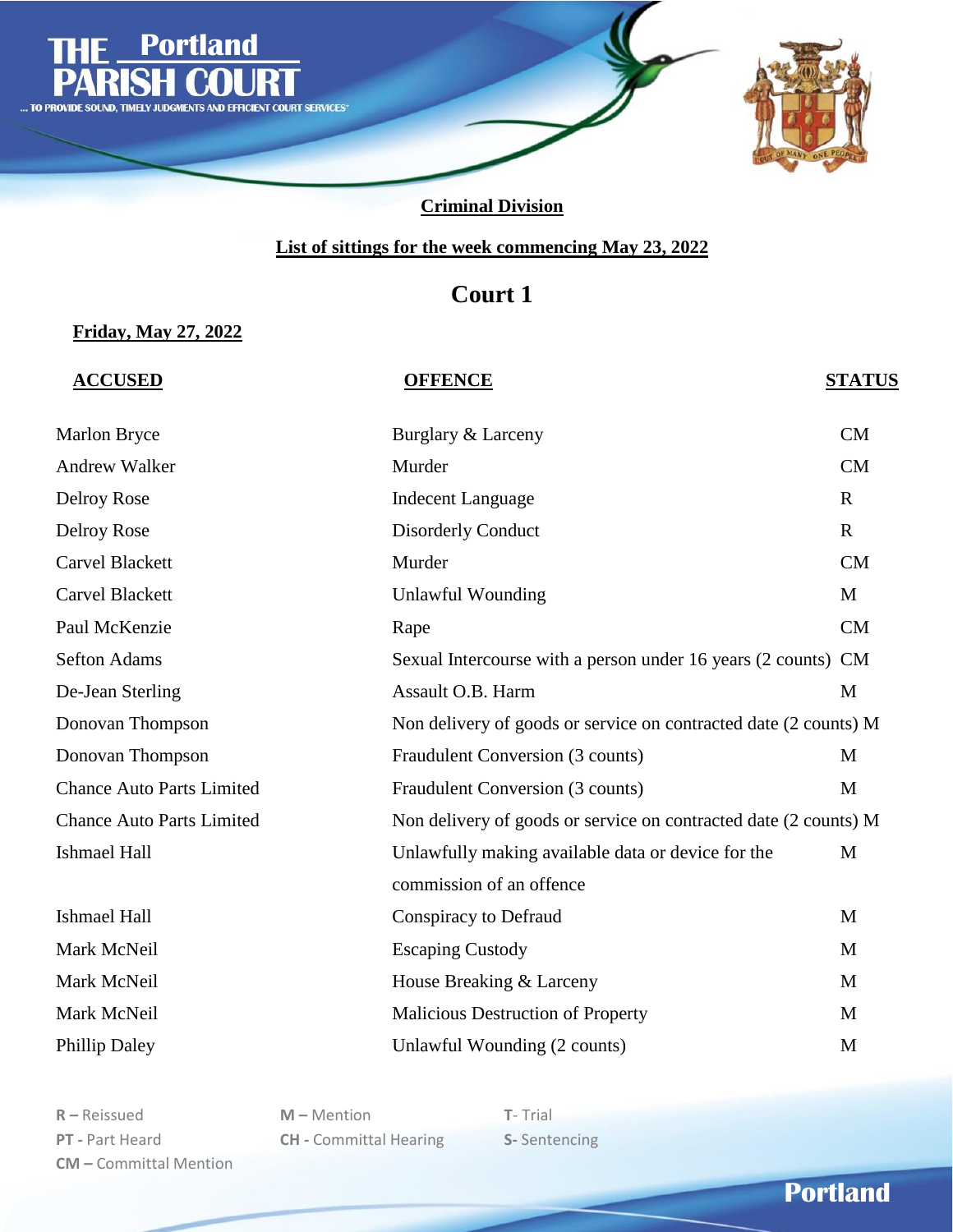# THE Portland PARISH COURT

... TO PROVIDE SOUND, TIMELY JUDGMENTS AND EFFICIENT COURT SERVICES"

## Criminal Division

### List of sittings for the week commencing May 23, 2022

## Court 1

**Friday, May 27, 2022**

| ACCUSED | OFFENCE | STATUS |
|---|---|---|
| Marlon Bryce | Burglary & Larceny | CM |
| Andrew Walker | Murder | CM |
| Delroy Rose | Indecent Language | R |
| Delroy Rose | Disorderly Conduct | R |
| Carvel Blackett | Murder | CM |
| Carvel Blackett | Unlawful Wounding | M |
| Paul McKenzie | Rape | CM |
| Sefton Adams | Sexual Intercourse with a person under 16 years (2 counts) | CM |
| De-Jean Sterling | Assault O.B. Harm | M |
| Donovan Thompson | Non delivery of goods or service on contracted date (2 counts) | M |
| Donovan Thompson | Fraudulent Conversion (3 counts) | M |
| Chance Auto Parts Limited | Fraudulent Conversion (3 counts) | M |
| Chance Auto Parts Limited | Non delivery of goods or service on contracted date (2 counts) | M |
| Ishmael Hall | Unlawfully making available data or device for the commission of an offence | M |
| Ishmael Hall | Conspiracy to Defraud | M |
| Mark McNeil | Escaping Custody | M |
| Mark McNeil | House Breaking & Larceny | M |
| Mark McNeil | Malicious Destruction of Property | M |
| Phillip Daley | Unlawful Wounding (2 counts) | M |

**R –** Reissued
**PT -** Part Heard
**CM –** Committal Mention
**M –** Mention
**CH -** Committal Hearing
**T-** Trial
**S-** Sentencing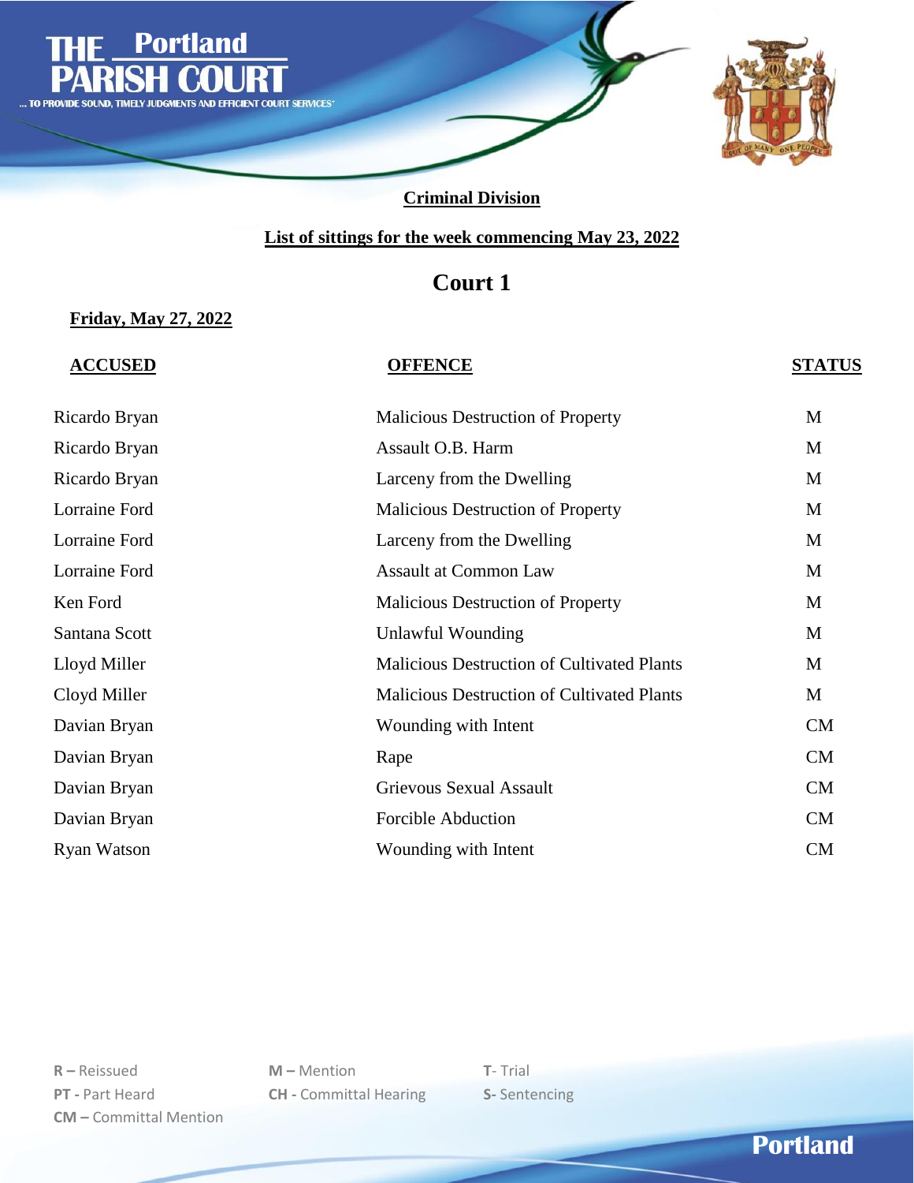# THE Portland PARISH COURT

... TO PROVIDE SOUND, TIMELY JUDGMENTS AND EFFICIENT COURT SERVICES"

## Criminal Division

### List of sittings for the week commencing May 23, 2022

## Court 1

**Friday, May 27, 2022**

| ACCUSED | OFFENCE | STATUS |
|---|---|---|
| Ricardo Bryan | Malicious Destruction of Property | M |
| Ricardo Bryan | Assault O.B. Harm | M |
| Ricardo Bryan | Larceny from the Dwelling | M |
| Lorraine Ford | Malicious Destruction of Property | M |
| Lorraine Ford | Larceny from the Dwelling | M |
| Lorraine Ford | Assault at Common Law | M |
| Ken Ford | Malicious Destruction of Property | M |
| Santana Scott | Unlawful Wounding | M |
| Lloyd Miller | Malicious Destruction of Cultivated Plants | M |
| Cloyd Miller | Malicious Destruction of Cultivated Plants | M |
| Davian Bryan | Wounding with Intent | CM |
| Davian Bryan | Rape | CM |
| Davian Bryan | Grievous Sexual Assault | CM |
| Davian Bryan | Forcible Abduction | CM |
| Ryan Watson | Wounding with Intent | CM |

**R –** Reissued
**PT -** Part Heard
**CM –** Committal Mention
**M –** Mention
**CH -** Committal Hearing
**T-** Trial
**S-** Sentencing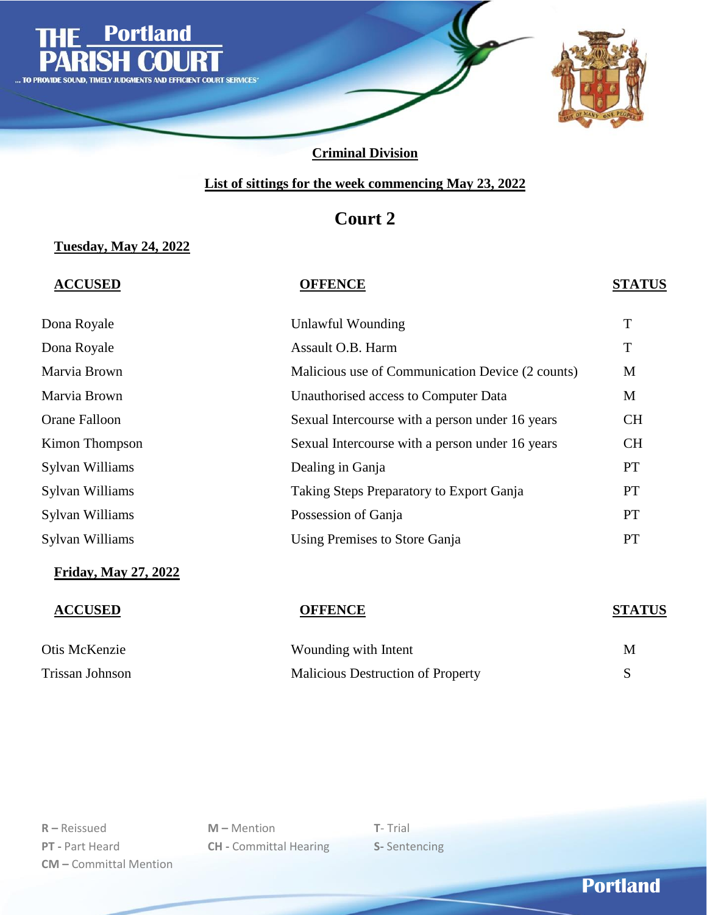# THE Portland PARISH COURT

... TO PROVIDE SOUND, TIMELY JUDGMENTS AND EFFICIENT COURT SERVICES"

## Criminal Division

### List of sittings for the week commencing May 23, 2022

## Court 2

**Tuesday, May 24, 2022**

| ACCUSED | OFFENCE | STATUS |
|---|---|---|
| Dona Royale | Unlawful Wounding | T |
| Dona Royale | Assault O.B. Harm | T |
| Marvia Brown | Malicious use of Communication Device (2 counts) | M |
| Marvia Brown | Unauthorised access to Computer Data | M |
| Orane Falloon | Sexual Intercourse with a person under 16 years | CH |
| Kimon Thompson | Sexual Intercourse with a person under 16 years | CH |
| Sylvan Williams | Dealing in Ganja | PT |
| Sylvan Williams | Taking Steps Preparatory to Export Ganja | PT |
| Sylvan Williams | Possession of Ganja | PT |
| Sylvan Williams | Using Premises to Store Ganja | PT |

**Friday, May 27, 2022**

| ACCUSED | OFFENCE | STATUS |
|---|---|---|
| Otis McKenzie | Wounding with Intent | M |
| Trissan Johnson | Malicious Destruction of Property | S |

**R –** Reissued
**PT -** Part Heard
**CM –** Committal Mention
**M –** Mention
**CH -** Committal Hearing
**T**- Trial
**S-** Sentencing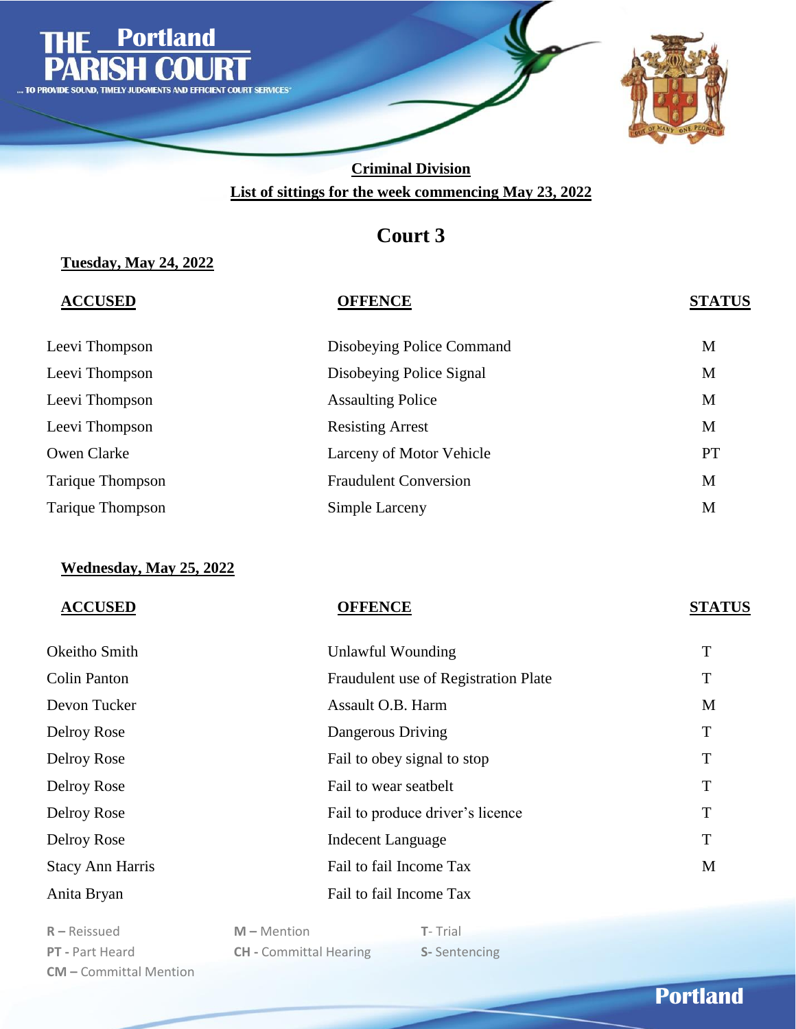**Criminal Division**

**List of sittings for the week commencing May 23, 2022**

## Court 3

**Tuesday, May 24, 2022**

| ACCUSED | OFFENCE | STATUS |
|---|---|---|
| Leevi Thompson | Disobeying Police Command | M |
| Leevi Thompson | Disobeying Police Signal | M |
| Leevi Thompson | Assaulting Police | M |
| Leevi Thompson | Resisting Arrest | M |
| Owen Clarke | Larceny of Motor Vehicle | PT |
| Tarique Thompson | Fraudulent Conversion | M |
| Tarique Thompson | Simple Larceny | M |

**Wednesday, May 25, 2022**

| ACCUSED | OFFENCE | STATUS |
|---|---|---|
| Okeitho Smith | Unlawful Wounding | T |
| Colin Panton | Fraudulent use of Registration Plate | T |
| Devon Tucker | Assault O.B. Harm | M |
| Delroy Rose | Dangerous Driving | T |
| Delroy Rose | Fail to obey signal to stop | T |
| Delroy Rose | Fail to wear seatbelt | T |
| Delroy Rose | Fail to produce driver's licence | T |
| Delroy Rose | Indecent Language | T |
| Stacy Ann Harris | Fail to fail Income Tax | M |
| Anita Bryan | Fail to fail Income Tax | |

**R –** Reissued
**M –** Mention
**T-** Trial
**PT -** Part Heard
**CH -** Committal Hearing
**S-** Sentencing
**CM –** Committal Mention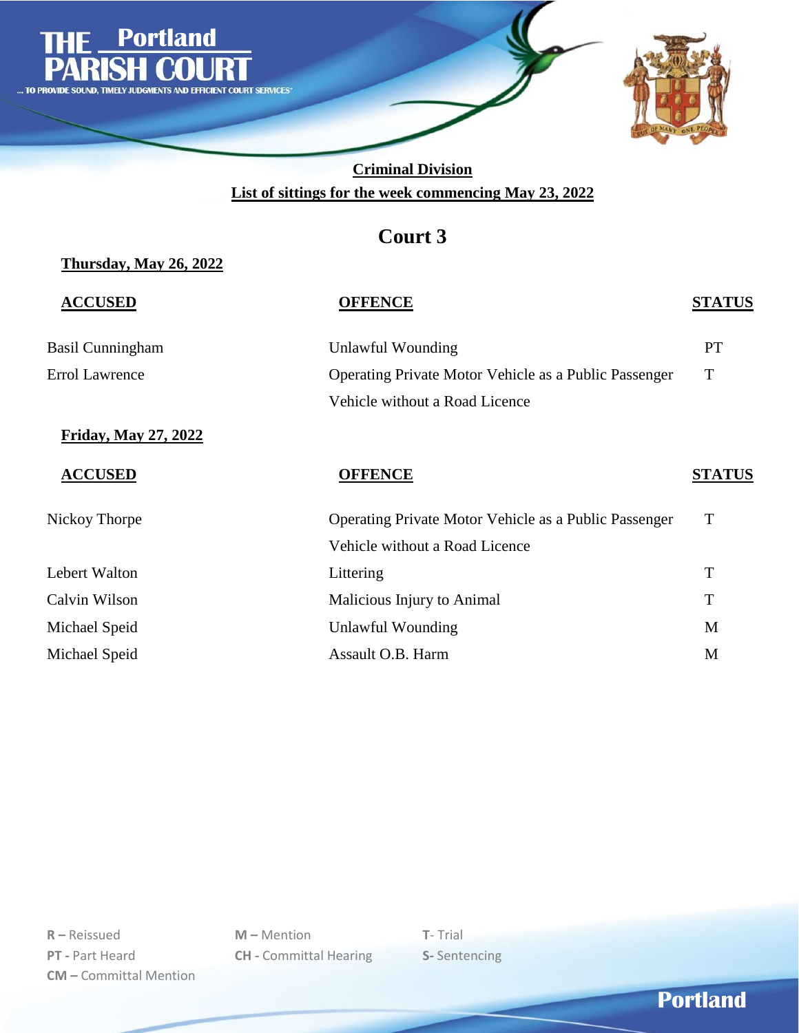THE Portland PARISH COURT

... TO PROVIDE SOUND, TIMELY JUDGMENTS AND EFFICIENT COURT SERVICES

**Criminal Division**

**List of sittings for the week commencing May 23, 2022**

## Court 3

**Thursday, May 26, 2022**

| ACCUSED | OFFENCE | STATUS |
|---|---|---|
| Basil Cunningham | Unlawful Wounding | PT |
| Errol Lawrence | Operating Private Motor Vehicle as a Public Passenger Vehicle without a Road Licence | T |

**Friday, May 27, 2022**

| ACCUSED | OFFENCE | STATUS |
|---|---|---|
| Nickoy Thorpe | Operating Private Motor Vehicle as a Public Passenger Vehicle without a Road Licence | T |
| Lebert Walton | Littering | T |
| Calvin Wilson | Malicious Injury to Animal | T |
| Michael Speid | Unlawful Wounding | M |
| Michael Speid | Assault O.B. Harm | M |

**R –** Reissued
**PT -** Part Heard
**CM –** Committal Mention
**M –** Mention
**CH -** Committal Hearing
**T**- Trial
**S-** Sentencing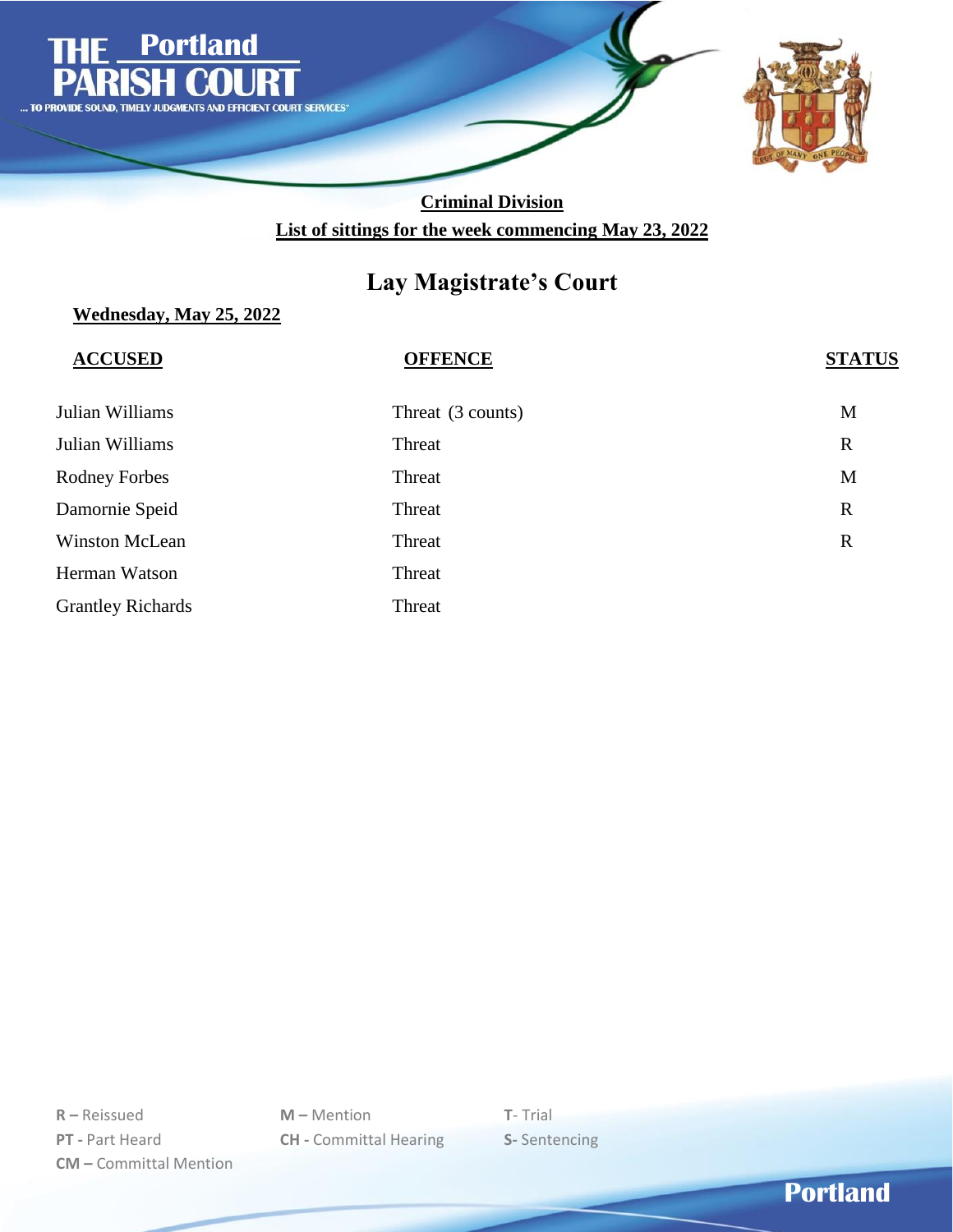# THE Portland PARISH COURT

... TO PROVIDE SOUND, TIMELY JUDGMENTS AND EFFICIENT COURT SERVICES"

**Criminal Division**

**List of sittings for the week commencing May 23, 2022**

## Lay Magistrate's Court

**Wednesday, May 25, 2022**

| ACCUSED | OFFENCE | STATUS |
|---|---|---|
| Julian Williams | Threat (3 counts) | M |
| Julian Williams | Threat | R |
| Rodney Forbes | Threat | M |
| Damornie Speid | Threat | R |
| Winston McLean | Threat | R |
| Herman Watson | Threat | |
| Grantley Richards | Threat | |

**R –** Reissued
**PT -** Part Heard
**CM –** Committal Mention
**M –** Mention
**CH -** Committal Hearing
**T**- Trial
**S-** Sentencing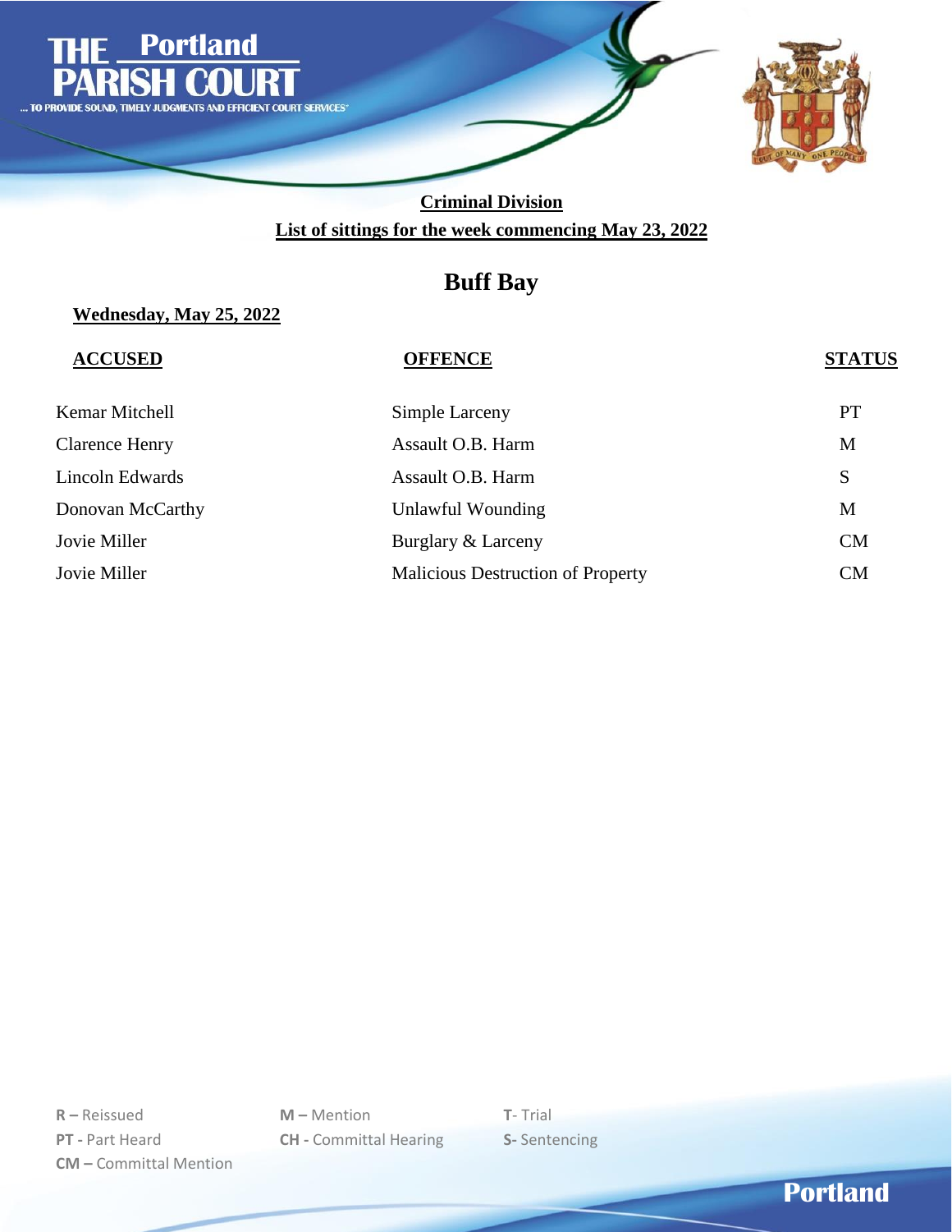# THE Portland PARISH COURT

... TO PROVIDE SOUND, TIMELY JUDGMENTS AND EFFICIENT COURT SERVICES

**Criminal Division**

**List of sittings for the week commencing May 23, 2022**

## Buff Bay

**Wednesday, May 25, 2022**

| ACCUSED | OFFENCE | STATUS |
|---|---|---|
| Kemar Mitchell | Simple Larceny | PT |
| Clarence Henry | Assault O.B. Harm | M |
| Lincoln Edwards | Assault O.B. Harm | S |
| Donovan McCarthy | Unlawful Wounding | M |
| Jovie Miller | Burglary & Larceny | CM |
| Jovie Miller | Malicious Destruction of Property | CM |

**R –** Reissued
**PT -** Part Heard
**CM –** Committal Mention
**M –** Mention
**CH -** Committal Hearing
**T**- Trial
**S-** Sentencing

Portland